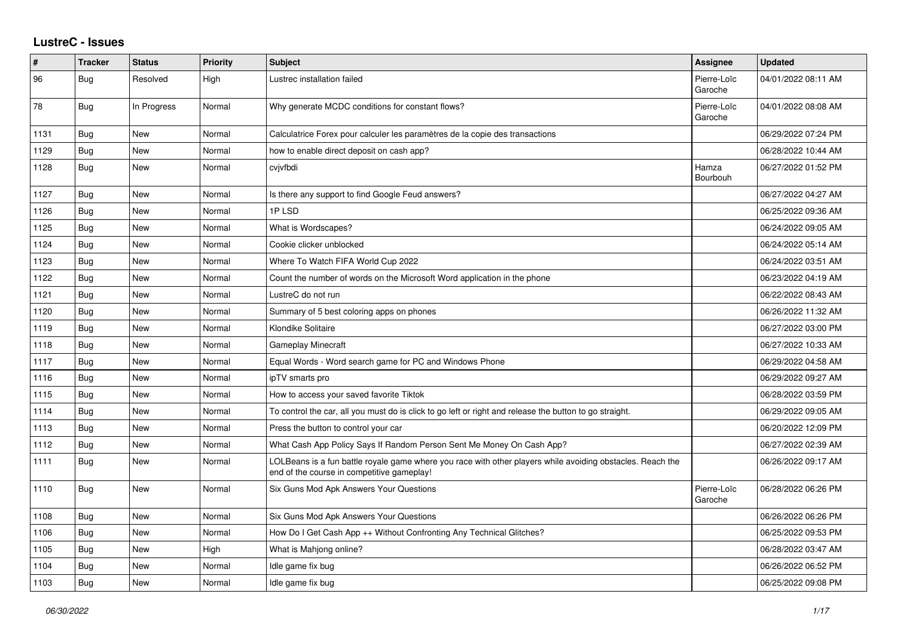# LustreC - Issues

| # | Tracker | Status | Priority | Subject | Assignee | Updated |
|---|---|---|---|---|---|---|
| 96 | Bug | Resolved | High | Lustrec installation failed | Pierre-Loïc Garoche | 04/01/2022 08:11 AM |
| 78 | Bug | In Progress | Normal | Why generate MCDC conditions for constant flows? | Pierre-Loïc Garoche | 04/01/2022 08:08 AM |
| 1131 | Bug | New | Normal | Calculatrice Forex pour calculer les paramètres de la copie des transactions | | 06/29/2022 07:24 PM |
| 1129 | Bug | New | Normal | how to enable direct deposit on cash app? | | 06/28/2022 10:44 AM |
| 1128 | Bug | New | Normal | cvjvfbdi | Hamza Bourbouh | 06/27/2022 01:52 PM |
| 1127 | Bug | New | Normal | Is there any support to find Google Feud answers? | | 06/27/2022 04:27 AM |
| 1126 | Bug | New | Normal | 1P LSD | | 06/25/2022 09:36 AM |
| 1125 | Bug | New | Normal | What is Wordscapes? | | 06/24/2022 09:05 AM |
| 1124 | Bug | New | Normal | Cookie clicker unblocked | | 06/24/2022 05:14 AM |
| 1123 | Bug | New | Normal | Where To Watch FIFA World Cup 2022 | | 06/24/2022 03:51 AM |
| 1122 | Bug | New | Normal | Count the number of words on the Microsoft Word application in the phone | | 06/23/2022 04:19 AM |
| 1121 | Bug | New | Normal | LustreC do not run | | 06/22/2022 08:43 AM |
| 1120 | Bug | New | Normal | Summary of 5 best coloring apps on phones | | 06/26/2022 11:32 AM |
| 1119 | Bug | New | Normal | Klondike Solitaire | | 06/27/2022 03:00 PM |
| 1118 | Bug | New | Normal | Gameplay Minecraft | | 06/27/2022 10:33 AM |
| 1117 | Bug | New | Normal | Equal Words - Word search game for PC and Windows Phone | | 06/29/2022 04:58 AM |
| 1116 | Bug | New | Normal | ipTV smarts pro | | 06/29/2022 09:27 AM |
| 1115 | Bug | New | Normal | How to access your saved favorite Tiktok | | 06/28/2022 03:59 PM |
| 1114 | Bug | New | Normal | To control the car, all you must do is click to go left or right and release the button to go straight. | | 06/29/2022 09:05 AM |
| 1113 | Bug | New | Normal | Press the button to control your car | | 06/20/2022 12:09 PM |
| 1112 | Bug | New | Normal | What Cash App Policy Says If Random Person Sent Me Money On Cash App? | | 06/27/2022 02:39 AM |
| 1111 | Bug | New | Normal | LOLBeans is a fun battle royale game where you race with other players while avoiding obstacles. Reach the end of the course in competitive gameplay! | | 06/26/2022 09:17 AM |
| 1110 | Bug | New | Normal | Six Guns Mod Apk Answers Your Questions | Pierre-Loïc Garoche | 06/28/2022 06:26 PM |
| 1108 | Bug | New | Normal | Six Guns Mod Apk Answers Your Questions | | 06/26/2022 06:26 PM |
| 1106 | Bug | New | Normal | How Do I Get Cash App ++ Without Confronting Any Technical Glitches? | | 06/25/2022 09:53 PM |
| 1105 | Bug | New | High | What is Mahjong online? | | 06/28/2022 03:47 AM |
| 1104 | Bug | New | Normal | Idle game fix bug | | 06/26/2022 06:52 PM |
| 1103 | Bug | New | Normal | Idle game fix bug | | 06/25/2022 09:08 PM |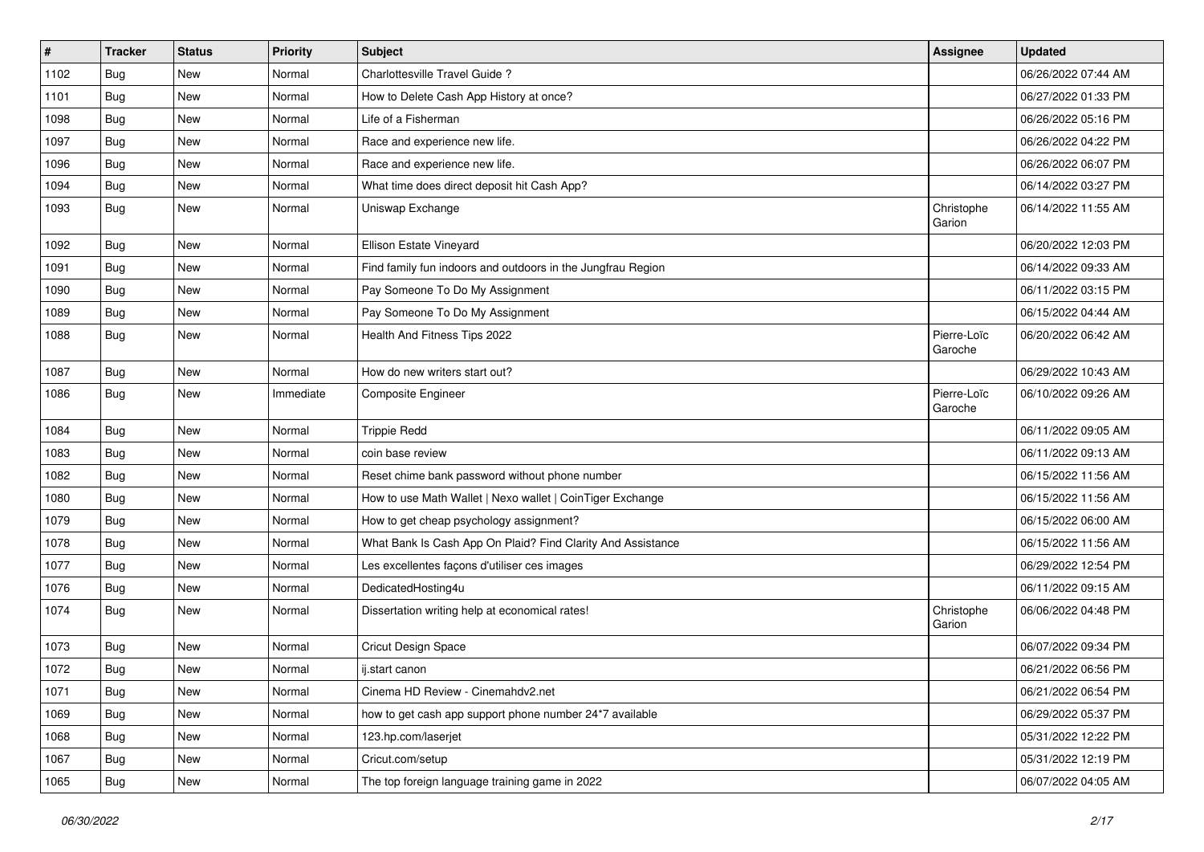| # | Tracker | Status | Priority | Subject | Assignee | Updated |
|---|---|---|---|---|---|---|
| 1102 | Bug | New | Normal | Charlottesville Travel Guide ? | | 06/26/2022 07:44 AM |
| 1101 | Bug | New | Normal | How to Delete Cash App History at once? | | 06/27/2022 01:33 PM |
| 1098 | Bug | New | Normal | Life of a Fisherman | | 06/26/2022 05:16 PM |
| 1097 | Bug | New | Normal | Race and experience new life. | | 06/26/2022 04:22 PM |
| 1096 | Bug | New | Normal | Race and experience new life. | | 06/26/2022 06:07 PM |
| 1094 | Bug | New | Normal | What time does direct deposit hit Cash App? | | 06/14/2022 03:27 PM |
| 1093 | Bug | New | Normal | Uniswap Exchange | Christophe Garion | 06/14/2022 11:55 AM |
| 1092 | Bug | New | Normal | Ellison Estate Vineyard | | 06/20/2022 12:03 PM |
| 1091 | Bug | New | Normal | Find family fun indoors and outdoors in the Jungfrau Region | | 06/14/2022 09:33 AM |
| 1090 | Bug | New | Normal | Pay Someone To Do My Assignment | | 06/11/2022 03:15 PM |
| 1089 | Bug | New | Normal | Pay Someone To Do My Assignment | | 06/15/2022 04:44 AM |
| 1088 | Bug | New | Normal | Health And Fitness Tips 2022 | Pierre-Loïc Garoche | 06/20/2022 06:42 AM |
| 1087 | Bug | New | Normal | How do new writers start out? | | 06/29/2022 10:43 AM |
| 1086 | Bug | New | Immediate | Composite Engineer | Pierre-Loïc Garoche | 06/10/2022 09:26 AM |
| 1084 | Bug | New | Normal | Trippie Redd | | 06/11/2022 09:05 AM |
| 1083 | Bug | New | Normal | coin base review | | 06/11/2022 09:13 AM |
| 1082 | Bug | New | Normal | Reset chime bank password without phone number | | 06/15/2022 11:56 AM |
| 1080 | Bug | New | Normal | How to use Math Wallet \| Nexo wallet \| CoinTiger Exchange | | 06/15/2022 11:56 AM |
| 1079 | Bug | New | Normal | How to get cheap psychology assignment? | | 06/15/2022 06:00 AM |
| 1078 | Bug | New | Normal | What Bank Is Cash App On Plaid? Find Clarity And Assistance | | 06/15/2022 11:56 AM |
| 1077 | Bug | New | Normal | Les excellentes façons d'utiliser ces images | | 06/29/2022 12:54 PM |
| 1076 | Bug | New | Normal | DedicatedHosting4u | | 06/11/2022 09:15 AM |
| 1074 | Bug | New | Normal | Dissertation writing help at economical rates! | Christophe Garion | 06/06/2022 04:48 PM |
| 1073 | Bug | New | Normal | Cricut Design Space | | 06/07/2022 09:34 PM |
| 1072 | Bug | New | Normal | ij.start canon | | 06/21/2022 06:56 PM |
| 1071 | Bug | New | Normal | Cinema HD Review - Cinemahdv2.net | | 06/21/2022 06:54 PM |
| 1069 | Bug | New | Normal | how to get cash app support phone number 24*7 available | | 06/29/2022 05:37 PM |
| 1068 | Bug | New | Normal | 123.hp.com/laserjet | | 05/31/2022 12:22 PM |
| 1067 | Bug | New | Normal | Cricut.com/setup | | 05/31/2022 12:19 PM |
| 1065 | Bug | New | Normal | The top foreign language training game in 2022 | | 06/07/2022 04:05 AM |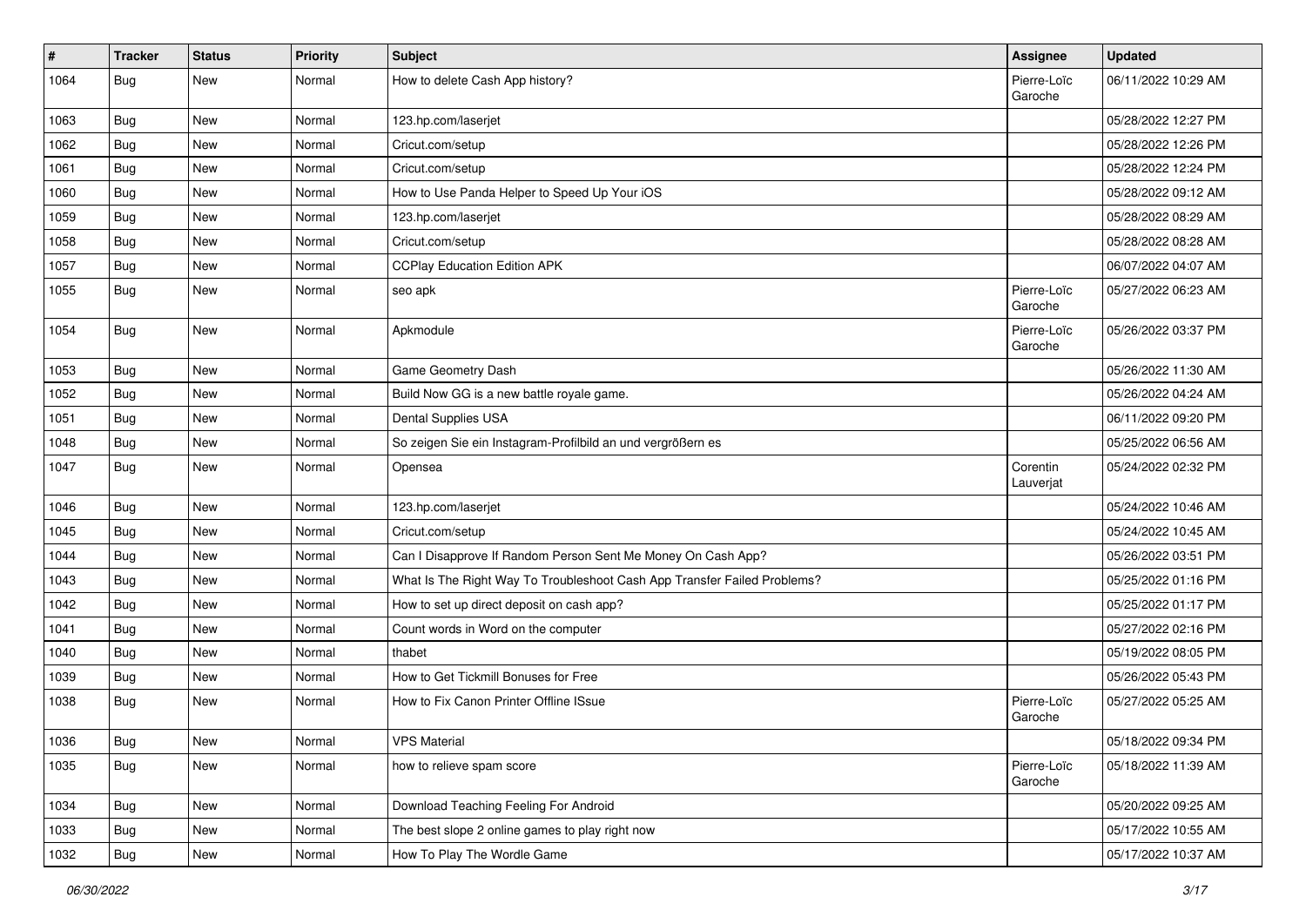| # | Tracker | Status | Priority | Subject | Assignee | Updated |
|---|---|---|---|---|---|---|
| 1064 | Bug | New | Normal | How to delete Cash App history? | Pierre-Loïc Garoche | 06/11/2022 10:29 AM |
| 1063 | Bug | New | Normal | 123.hp.com/laserjet | | 05/28/2022 12:27 PM |
| 1062 | Bug | New | Normal | Cricut.com/setup | | 05/28/2022 12:26 PM |
| 1061 | Bug | New | Normal | Cricut.com/setup | | 05/28/2022 12:24 PM |
| 1060 | Bug | New | Normal | How to Use Panda Helper to Speed Up Your iOS | | 05/28/2022 09:12 AM |
| 1059 | Bug | New | Normal | 123.hp.com/laserjet | | 05/28/2022 08:29 AM |
| 1058 | Bug | New | Normal | Cricut.com/setup | | 05/28/2022 08:28 AM |
| 1057 | Bug | New | Normal | CCPlay Education Edition APK | | 06/07/2022 04:07 AM |
| 1055 | Bug | New | Normal | seo apk | Pierre-Loïc Garoche | 05/27/2022 06:23 AM |
| 1054 | Bug | New | Normal | Apkmodule | Pierre-Loïc Garoche | 05/26/2022 03:37 PM |
| 1053 | Bug | New | Normal | Game Geometry Dash | | 05/26/2022 11:30 AM |
| 1052 | Bug | New | Normal | Build Now GG is a new battle royale game. | | 05/26/2022 04:24 AM |
| 1051 | Bug | New | Normal | Dental Supplies USA | | 06/11/2022 09:20 PM |
| 1048 | Bug | New | Normal | So zeigen Sie ein Instagram-Profilbild an und vergrößern es | | 05/25/2022 06:56 AM |
| 1047 | Bug | New | Normal | Opensea | Corentin Lauverjat | 05/24/2022 02:32 PM |
| 1046 | Bug | New | Normal | 123.hp.com/laserjet | | 05/24/2022 10:46 AM |
| 1045 | Bug | New | Normal | Cricut.com/setup | | 05/24/2022 10:45 AM |
| 1044 | Bug | New | Normal | Can I Disapprove If Random Person Sent Me Money On Cash App? | | 05/26/2022 03:51 PM |
| 1043 | Bug | New | Normal | What Is The Right Way To Troubleshoot Cash App Transfer Failed Problems? | | 05/25/2022 01:16 PM |
| 1042 | Bug | New | Normal | How to set up direct deposit on cash app? | | 05/25/2022 01:17 PM |
| 1041 | Bug | New | Normal | Count words in Word on the computer | | 05/27/2022 02:16 PM |
| 1040 | Bug | New | Normal | thabet | | 05/19/2022 08:05 PM |
| 1039 | Bug | New | Normal | How to Get Tickmill Bonuses for Free | | 05/26/2022 05:43 PM |
| 1038 | Bug | New | Normal | How to Fix Canon Printer Offline ISsue | Pierre-Loïc Garoche | 05/27/2022 05:25 AM |
| 1036 | Bug | New | Normal | VPS Material | | 05/18/2022 09:34 PM |
| 1035 | Bug | New | Normal | how to relieve spam score | Pierre-Loïc Garoche | 05/18/2022 11:39 AM |
| 1034 | Bug | New | Normal | Download Teaching Feeling For Android | | 05/20/2022 09:25 AM |
| 1033 | Bug | New | Normal | The best slope 2 online games to play right now | | 05/17/2022 10:55 AM |
| 1032 | Bug | New | Normal | How To Play The Wordle Game | | 05/17/2022 10:37 AM |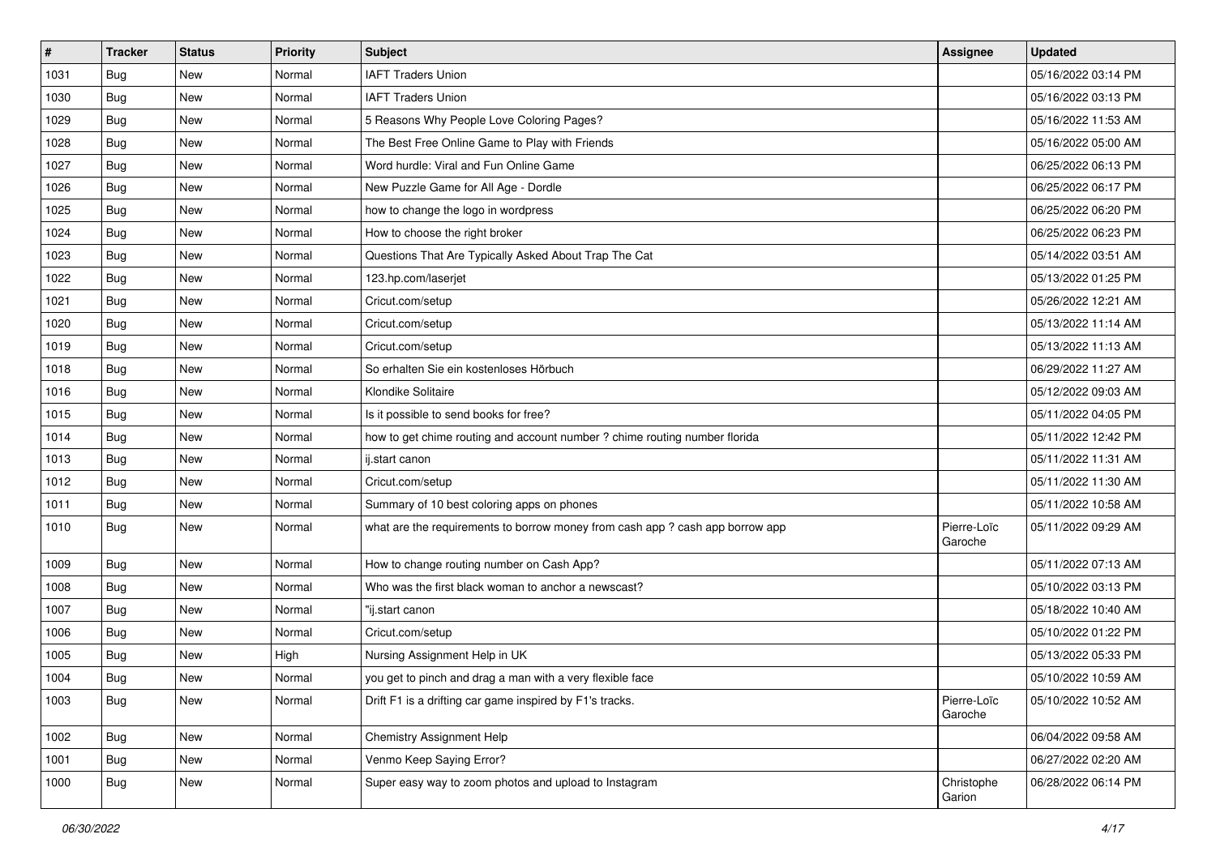| # | Tracker | Status | Priority | Subject | Assignee | Updated |
| --- | --- | --- | --- | --- | --- | --- |
| 1031 | Bug | New | Normal | IAFT Traders Union | | 05/16/2022 03:14 PM |
| 1030 | Bug | New | Normal | IAFT Traders Union | | 05/16/2022 03:13 PM |
| 1029 | Bug | New | Normal | 5 Reasons Why People Love Coloring Pages? | | 05/16/2022 11:53 AM |
| 1028 | Bug | New | Normal | The Best Free Online Game to Play with Friends | | 05/16/2022 05:00 AM |
| 1027 | Bug | New | Normal | Word hurdle: Viral and Fun Online Game | | 06/25/2022 06:13 PM |
| 1026 | Bug | New | Normal | New Puzzle Game for All Age - Dordle | | 06/25/2022 06:17 PM |
| 1025 | Bug | New | Normal | how to change the logo in wordpress | | 06/25/2022 06:20 PM |
| 1024 | Bug | New | Normal | How to choose the right broker | | 06/25/2022 06:23 PM |
| 1023 | Bug | New | Normal | Questions That Are Typically Asked About Trap The Cat | | 05/14/2022 03:51 AM |
| 1022 | Bug | New | Normal | 123.hp.com/laserjet | | 05/13/2022 01:25 PM |
| 1021 | Bug | New | Normal | Cricut.com/setup | | 05/26/2022 12:21 AM |
| 1020 | Bug | New | Normal | Cricut.com/setup | | 05/13/2022 11:14 AM |
| 1019 | Bug | New | Normal | Cricut.com/setup | | 05/13/2022 11:13 AM |
| 1018 | Bug | New | Normal | So erhalten Sie ein kostenloses Hörbuch | | 06/29/2022 11:27 AM |
| 1016 | Bug | New | Normal | Klondike Solitaire | | 05/12/2022 09:03 AM |
| 1015 | Bug | New | Normal | Is it possible to send books for free? | | 05/11/2022 04:05 PM |
| 1014 | Bug | New | Normal | how to get chime routing and account number ? chime routing number florida | | 05/11/2022 12:42 PM |
| 1013 | Bug | New | Normal | ij.start canon | | 05/11/2022 11:31 AM |
| 1012 | Bug | New | Normal | Cricut.com/setup | | 05/11/2022 11:30 AM |
| 1011 | Bug | New | Normal | Summary of 10 best coloring apps on phones | | 05/11/2022 10:58 AM |
| 1010 | Bug | New | Normal | what are the requirements to borrow money from cash app ? cash app borrow app | Pierre-Loïc Garoche | 05/11/2022 09:29 AM |
| 1009 | Bug | New | Normal | How to change routing number on Cash App? | | 05/11/2022 07:13 AM |
| 1008 | Bug | New | Normal | Who was the first black woman to anchor a newscast? | | 05/10/2022 03:13 PM |
| 1007 | Bug | New | Normal | "ij.start canon | | 05/18/2022 10:40 AM |
| 1006 | Bug | New | Normal | Cricut.com/setup | | 05/10/2022 01:22 PM |
| 1005 | Bug | New | High | Nursing Assignment Help in UK | | 05/13/2022 05:33 PM |
| 1004 | Bug | New | Normal | you get to pinch and drag a man with a very flexible face | | 05/10/2022 10:59 AM |
| 1003 | Bug | New | Normal | Drift F1 is a drifting car game inspired by F1's tracks. | Pierre-Loïc Garoche | 05/10/2022 10:52 AM |
| 1002 | Bug | New | Normal | Chemistry Assignment Help | | 06/04/2022 09:58 AM |
| 1001 | Bug | New | Normal | Venmo Keep Saying Error? | | 06/27/2022 02:20 AM |
| 1000 | Bug | New | Normal | Super easy way to zoom photos and upload to Instagram | Christophe Garion | 06/28/2022 06:14 PM |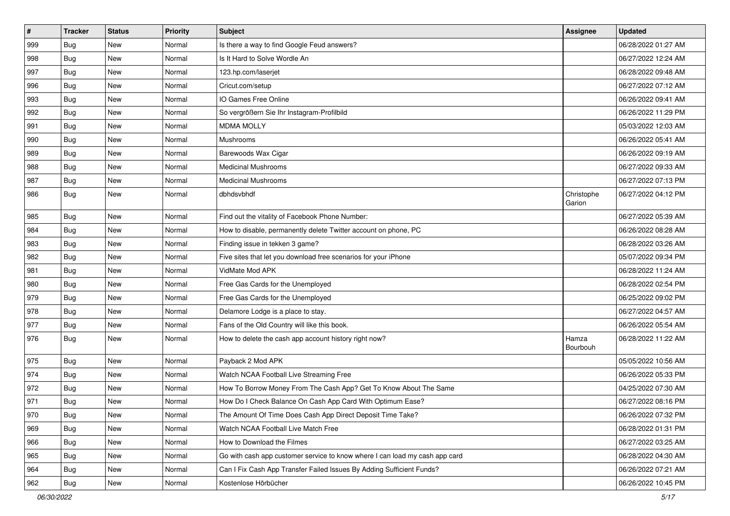| # | Tracker | Status | Priority | Subject | Assignee | Updated |
|---|---|---|---|---|---|---|
| 999 | Bug | New | Normal | Is there a way to find Google Feud answers? | | 06/28/2022 01:27 AM |
| 998 | Bug | New | Normal | Is It Hard to Solve Wordle An | | 06/27/2022 12:24 AM |
| 997 | Bug | New | Normal | 123.hp.com/laserjet | | 06/28/2022 09:48 AM |
| 996 | Bug | New | Normal | Cricut.com/setup | | 06/27/2022 07:12 AM |
| 993 | Bug | New | Normal | IO Games Free Online | | 06/26/2022 09:41 AM |
| 992 | Bug | New | Normal | So vergrößern Sie Ihr Instagram-Profilbild | | 06/26/2022 11:29 PM |
| 991 | Bug | New | Normal | MDMA MOLLY | | 05/03/2022 12:03 AM |
| 990 | Bug | New | Normal | Mushrooms | | 06/26/2022 05:41 AM |
| 989 | Bug | New | Normal | Barewoods Wax Cigar | | 06/26/2022 09:19 AM |
| 988 | Bug | New | Normal | Medicinal Mushrooms | | 06/27/2022 09:33 AM |
| 987 | Bug | New | Normal | Medicinal Mushrooms | | 06/27/2022 07:13 PM |
| 986 | Bug | New | Normal | dbhdsvbhdf | Christophe Garion | 06/27/2022 04:12 PM |
| 985 | Bug | New | Normal | Find out the vitality of Facebook Phone Number: | | 06/27/2022 05:39 AM |
| 984 | Bug | New | Normal | How to disable, permanently delete Twitter account on phone, PC | | 06/26/2022 08:28 AM |
| 983 | Bug | New | Normal | Finding issue in tekken 3 game? | | 06/28/2022 03:26 AM |
| 982 | Bug | New | Normal | Five sites that let you download free scenarios for your iPhone | | 05/07/2022 09:34 PM |
| 981 | Bug | New | Normal | VidMate Mod APK | | 06/28/2022 11:24 AM |
| 980 | Bug | New | Normal | Free Gas Cards for the Unemployed | | 06/28/2022 02:54 PM |
| 979 | Bug | New | Normal | Free Gas Cards for the Unemployed | | 06/25/2022 09:02 PM |
| 978 | Bug | New | Normal | Delamore Lodge is a place to stay. | | 06/27/2022 04:57 AM |
| 977 | Bug | New | Normal | Fans of the Old Country will like this book. | | 06/26/2022 05:54 AM |
| 976 | Bug | New | Normal | How to delete the cash app account history right now? | Hamza Bourbouh | 06/28/2022 11:22 AM |
| 975 | Bug | New | Normal | Payback 2 Mod APK | | 05/05/2022 10:56 AM |
| 974 | Bug | New | Normal | Watch NCAA Football Live Streaming Free | | 06/26/2022 05:33 PM |
| 972 | Bug | New | Normal | How To Borrow Money From The Cash App? Get To Know About The Same | | 04/25/2022 07:30 AM |
| 971 | Bug | New | Normal | How Do I Check Balance On Cash App Card With Optimum Ease? | | 06/27/2022 08:16 PM |
| 970 | Bug | New | Normal | The Amount Of Time Does Cash App Direct Deposit Time Take? | | 06/26/2022 07:32 PM |
| 969 | Bug | New | Normal | Watch NCAA Football Live Match Free | | 06/28/2022 01:31 PM |
| 966 | Bug | New | Normal | How to Download the Filmes | | 06/27/2022 03:25 AM |
| 965 | Bug | New | Normal | Go with cash app customer service to know where I can load my cash app card | | 06/28/2022 04:30 AM |
| 964 | Bug | New | Normal | Can I Fix Cash App Transfer Failed Issues By Adding Sufficient Funds? | | 06/26/2022 07:21 AM |
| 962 | Bug | New | Normal | Kostenlose Hörbücher | | 06/26/2022 10:45 PM |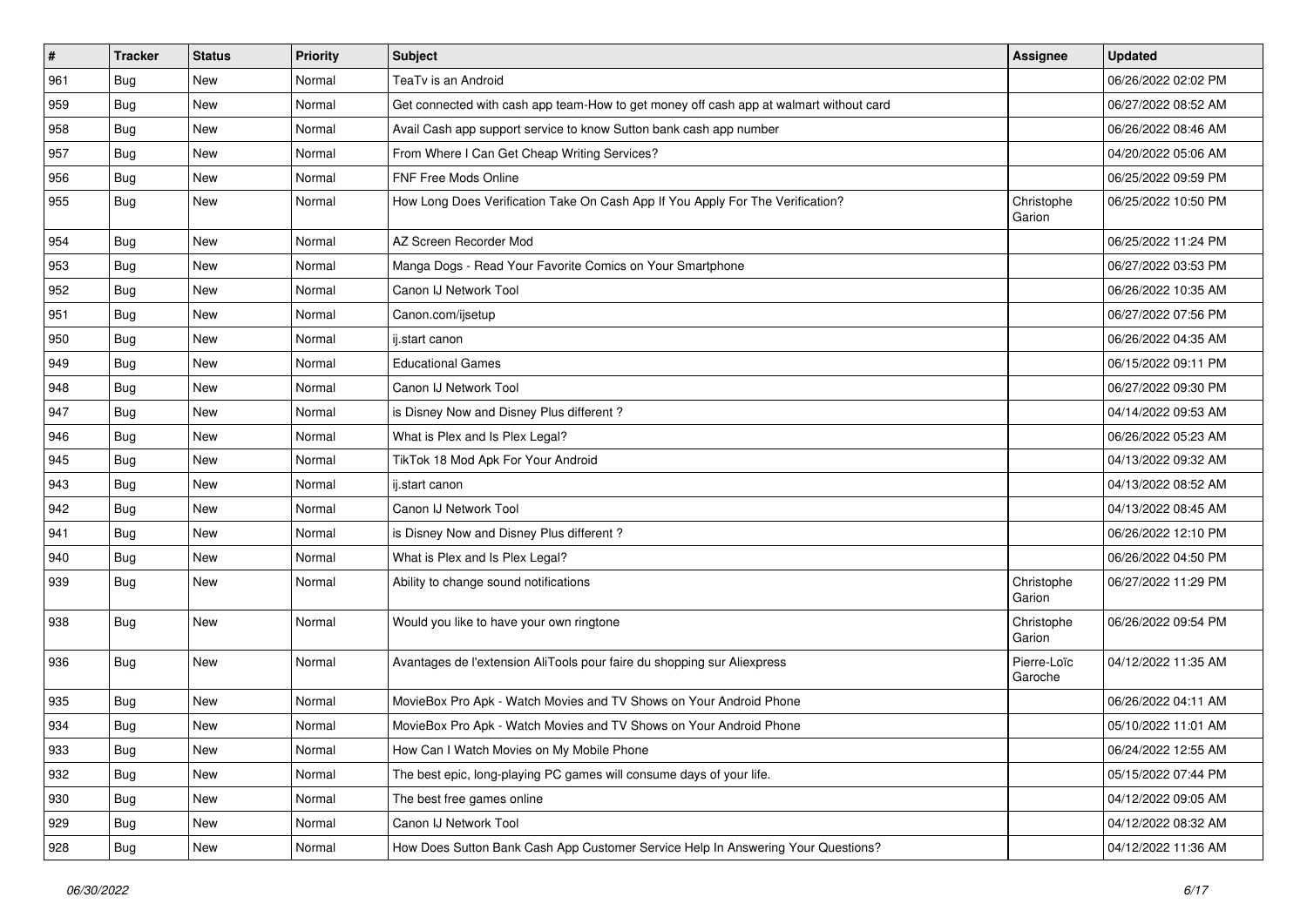| # | Tracker | Status | Priority | Subject | Assignee | Updated |
|---|---|---|---|---|---|---|
| 961 | Bug | New | Normal | TeaTv is an Android | | 06/26/2022 02:02 PM |
| 959 | Bug | New | Normal | Get connected with cash app team-How to get money off cash app at walmart without card | | 06/27/2022 08:52 AM |
| 958 | Bug | New | Normal | Avail Cash app support service to know Sutton bank cash app number | | 06/26/2022 08:46 AM |
| 957 | Bug | New | Normal | From Where I Can Get Cheap Writing Services? | | 04/20/2022 05:06 AM |
| 956 | Bug | New | Normal | FNF Free Mods Online | | 06/25/2022 09:59 PM |
| 955 | Bug | New | Normal | How Long Does Verification Take On Cash App If You Apply For The Verification? | Christophe Garion | 06/25/2022 10:50 PM |
| 954 | Bug | New | Normal | AZ Screen Recorder Mod | | 06/25/2022 11:24 PM |
| 953 | Bug | New | Normal | Manga Dogs - Read Your Favorite Comics on Your Smartphone | | 06/27/2022 03:53 PM |
| 952 | Bug | New | Normal | Canon IJ Network Tool | | 06/26/2022 10:35 AM |
| 951 | Bug | New | Normal | Canon.com/ijsetup | | 06/27/2022 07:56 PM |
| 950 | Bug | New | Normal | ij.start canon | | 06/26/2022 04:35 AM |
| 949 | Bug | New | Normal | Educational Games | | 06/15/2022 09:11 PM |
| 948 | Bug | New | Normal | Canon IJ Network Tool | | 06/27/2022 09:30 PM |
| 947 | Bug | New | Normal | is Disney Now and Disney Plus different ? | | 04/14/2022 09:53 AM |
| 946 | Bug | New | Normal | What is Plex and Is Plex Legal? | | 06/26/2022 05:23 AM |
| 945 | Bug | New | Normal | TikTok 18 Mod Apk For Your Android | | 04/13/2022 09:32 AM |
| 943 | Bug | New | Normal | ij.start canon | | 04/13/2022 08:52 AM |
| 942 | Bug | New | Normal | Canon IJ Network Tool | | 04/13/2022 08:45 AM |
| 941 | Bug | New | Normal | is Disney Now and Disney Plus different ? | | 06/26/2022 12:10 PM |
| 940 | Bug | New | Normal | What is Plex and Is Plex Legal? | | 06/26/2022 04:50 PM |
| 939 | Bug | New | Normal | Ability to change sound notifications | Christophe Garion | 06/27/2022 11:29 PM |
| 938 | Bug | New | Normal | Would you like to have your own ringtone | Christophe Garion | 06/26/2022 09:54 PM |
| 936 | Bug | New | Normal | Avantages de l'extension AliTools pour faire du shopping sur Aliexpress | Pierre-Loïc Garoche | 04/12/2022 11:35 AM |
| 935 | Bug | New | Normal | MovieBox Pro Apk - Watch Movies and TV Shows on Your Android Phone | | 06/26/2022 04:11 AM |
| 934 | Bug | New | Normal | MovieBox Pro Apk - Watch Movies and TV Shows on Your Android Phone | | 05/10/2022 11:01 AM |
| 933 | Bug | New | Normal | How Can I Watch Movies on My Mobile Phone | | 06/24/2022 12:55 AM |
| 932 | Bug | New | Normal | The best epic, long-playing PC games will consume days of your life. | | 05/15/2022 07:44 PM |
| 930 | Bug | New | Normal | The best free games online | | 04/12/2022 09:05 AM |
| 929 | Bug | New | Normal | Canon IJ Network Tool | | 04/12/2022 08:32 AM |
| 928 | Bug | New | Normal | How Does Sutton Bank Cash App Customer Service Help In Answering Your Questions? | | 04/12/2022 11:36 AM |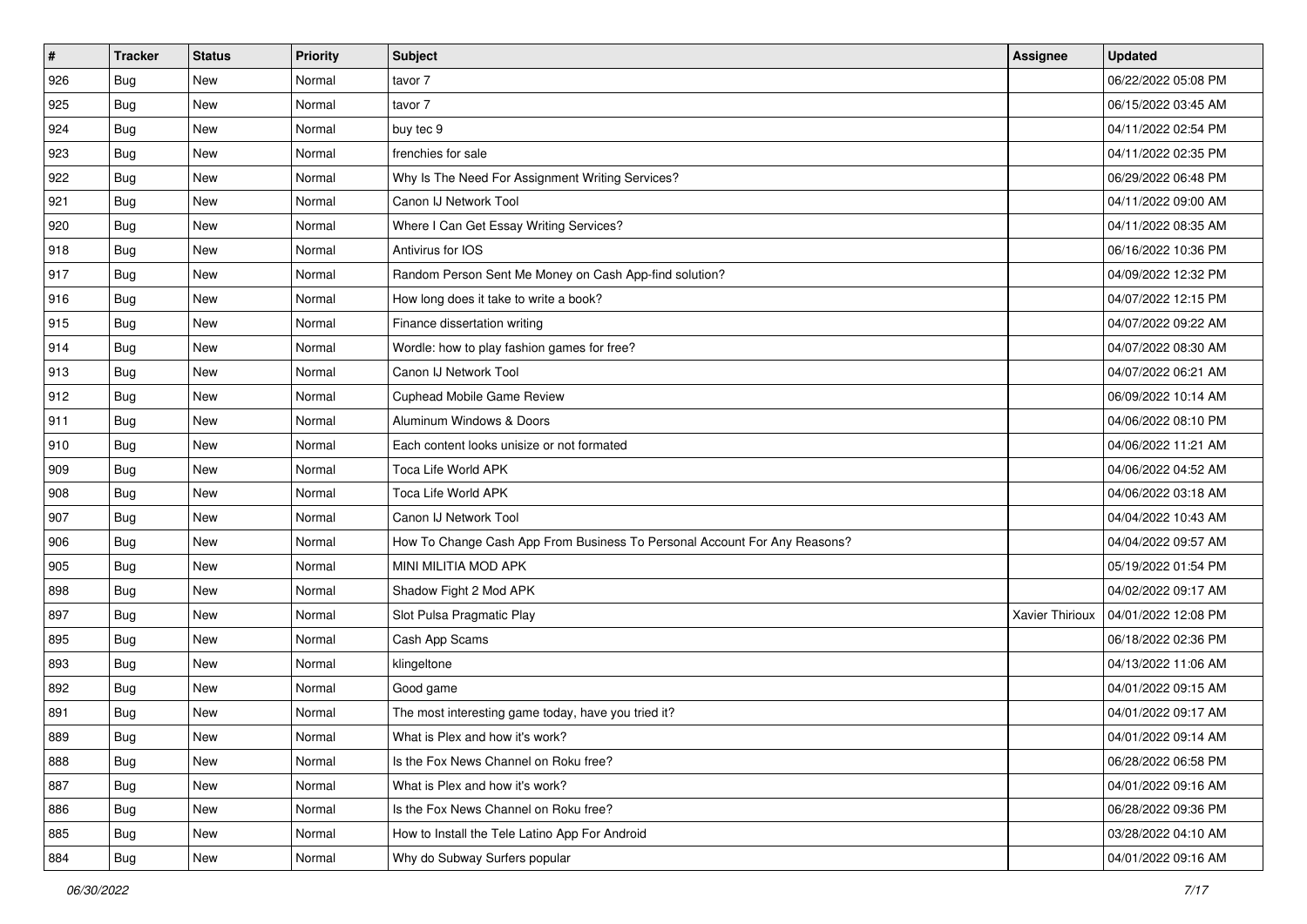| # | Tracker | Status | Priority | Subject | Assignee | Updated |
|---|---|---|---|---|---|---|
| 926 | Bug | New | Normal | tavor 7 | | 06/22/2022 05:08 PM |
| 925 | Bug | New | Normal | tavor 7 | | 06/15/2022 03:45 AM |
| 924 | Bug | New | Normal | buy tec 9 | | 04/11/2022 02:54 PM |
| 923 | Bug | New | Normal | frenchies for sale | | 04/11/2022 02:35 PM |
| 922 | Bug | New | Normal | Why Is The Need For Assignment Writing Services? | | 06/29/2022 06:48 PM |
| 921 | Bug | New | Normal | Canon IJ Network Tool | | 04/11/2022 09:00 AM |
| 920 | Bug | New | Normal | Where I Can Get Essay Writing Services? | | 04/11/2022 08:35 AM |
| 918 | Bug | New | Normal | Antivirus for IOS | | 06/16/2022 10:36 PM |
| 917 | Bug | New | Normal | Random Person Sent Me Money on Cash App-find solution? | | 04/09/2022 12:32 PM |
| 916 | Bug | New | Normal | How long does it take to write a book? | | 04/07/2022 12:15 PM |
| 915 | Bug | New | Normal | Finance dissertation writing | | 04/07/2022 09:22 AM |
| 914 | Bug | New | Normal | Wordle: how to play fashion games for free? | | 04/07/2022 08:30 AM |
| 913 | Bug | New | Normal | Canon IJ Network Tool | | 04/07/2022 06:21 AM |
| 912 | Bug | New | Normal | Cuphead Mobile Game Review | | 06/09/2022 10:14 AM |
| 911 | Bug | New | Normal | Aluminum Windows & Doors | | 04/06/2022 08:10 PM |
| 910 | Bug | New | Normal | Each content looks unisize or not formated | | 04/06/2022 11:21 AM |
| 909 | Bug | New | Normal | Toca Life World APK | | 04/06/2022 04:52 AM |
| 908 | Bug | New | Normal | Toca Life World APK | | 04/06/2022 03:18 AM |
| 907 | Bug | New | Normal | Canon IJ Network Tool | | 04/04/2022 10:43 AM |
| 906 | Bug | New | Normal | How To Change Cash App From Business To Personal Account For Any Reasons? | | 04/04/2022 09:57 AM |
| 905 | Bug | New | Normal | MINI MILITIA MOD APK | | 05/19/2022 01:54 PM |
| 898 | Bug | New | Normal | Shadow Fight 2 Mod APK | | 04/02/2022 09:17 AM |
| 897 | Bug | New | Normal | Slot Pulsa Pragmatic Play | Xavier Thirioux | 04/01/2022 12:08 PM |
| 895 | Bug | New | Normal | Cash App Scams | | 06/18/2022 02:36 PM |
| 893 | Bug | New | Normal | klingeltone | | 04/13/2022 11:06 AM |
| 892 | Bug | New | Normal | Good game | | 04/01/2022 09:15 AM |
| 891 | Bug | New | Normal | The most interesting game today, have you tried it? | | 04/01/2022 09:17 AM |
| 889 | Bug | New | Normal | What is Plex and how it's work? | | 04/01/2022 09:14 AM |
| 888 | Bug | New | Normal | Is the Fox News Channel on Roku free? | | 06/28/2022 06:58 PM |
| 887 | Bug | New | Normal | What is Plex and how it's work? | | 04/01/2022 09:16 AM |
| 886 | Bug | New | Normal | Is the Fox News Channel on Roku free? | | 06/28/2022 09:36 PM |
| 885 | Bug | New | Normal | How to Install the Tele Latino App For Android | | 03/28/2022 04:10 AM |
| 884 | Bug | New | Normal | Why do Subway Surfers popular | | 04/01/2022 09:16 AM |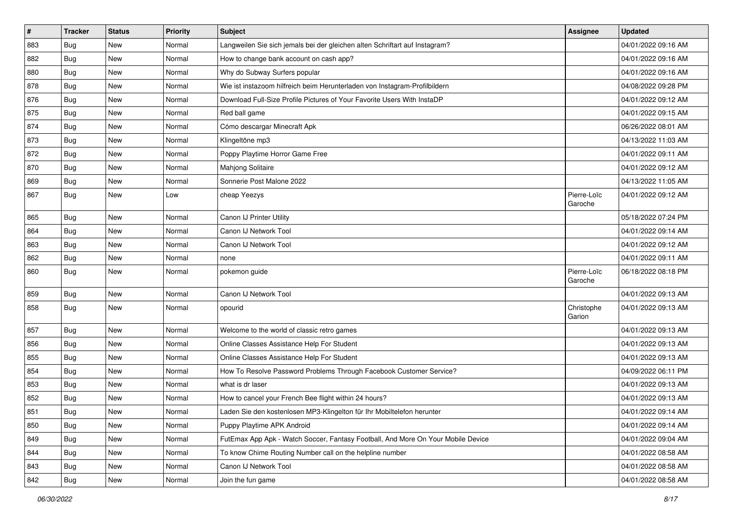| # | Tracker | Status | Priority | Subject | Assignee | Updated |
|---|---|---|---|---|---|---|
| 883 | Bug | New | Normal | Langweilen Sie sich jemals bei der gleichen alten Schriftart auf Instagram? | | 04/01/2022 09:16 AM |
| 882 | Bug | New | Normal | How to change bank account on cash app? | | 04/01/2022 09:16 AM |
| 880 | Bug | New | Normal | Why do Subway Surfers popular | | 04/01/2022 09:16 AM |
| 878 | Bug | New | Normal | Wie ist instazoom hilfreich beim Herunterladen von Instagram-Profilbildern | | 04/08/2022 09:28 PM |
| 876 | Bug | New | Normal | Download Full-Size Profile Pictures of Your Favorite Users With InstaDP | | 04/01/2022 09:12 AM |
| 875 | Bug | New | Normal | Red ball game | | 04/01/2022 09:15 AM |
| 874 | Bug | New | Normal | Cómo descargar Minecraft Apk | | 06/26/2022 08:01 AM |
| 873 | Bug | New | Normal | Klingeltöne mp3 | | 04/13/2022 11:03 AM |
| 872 | Bug | New | Normal | Poppy Playtime Horror Game Free | | 04/01/2022 09:11 AM |
| 870 | Bug | New | Normal | Mahjong Solitaire | | 04/01/2022 09:12 AM |
| 869 | Bug | New | Normal | Sonnerie Post Malone 2022 | | 04/13/2022 11:05 AM |
| 867 | Bug | New | Low | cheap Yeezys | Pierre-Loïc Garoche | 04/01/2022 09:12 AM |
| 865 | Bug | New | Normal | Canon IJ Printer Utility | | 05/18/2022 07:24 PM |
| 864 | Bug | New | Normal | Canon IJ Network Tool | | 04/01/2022 09:14 AM |
| 863 | Bug | New | Normal | Canon IJ Network Tool | | 04/01/2022 09:12 AM |
| 862 | Bug | New | Normal | none | | 04/01/2022 09:11 AM |
| 860 | Bug | New | Normal | pokemon guide | Pierre-Loïc Garoche | 06/18/2022 08:18 PM |
| 859 | Bug | New | Normal | Canon IJ Network Tool | | 04/01/2022 09:13 AM |
| 858 | Bug | New | Normal | opourid | Christophe Garion | 04/01/2022 09:13 AM |
| 857 | Bug | New | Normal | Welcome to the world of classic retro games | | 04/01/2022 09:13 AM |
| 856 | Bug | New | Normal | Online Classes Assistance Help For Student | | 04/01/2022 09:13 AM |
| 855 | Bug | New | Normal | Online Classes Assistance Help For Student | | 04/01/2022 09:13 AM |
| 854 | Bug | New | Normal | How To Resolve Password Problems Through Facebook Customer Service? | | 04/09/2022 06:11 PM |
| 853 | Bug | New | Normal | what is dr laser | | 04/01/2022 09:13 AM |
| 852 | Bug | New | Normal | How to cancel your French Bee flight within 24 hours? | | 04/01/2022 09:13 AM |
| 851 | Bug | New | Normal | Laden Sie den kostenlosen MP3-Klingelton für Ihr Mobiltelefon herunter | | 04/01/2022 09:14 AM |
| 850 | Bug | New | Normal | Puppy Playtime APK Android | | 04/01/2022 09:14 AM |
| 849 | Bug | New | Normal | FutEmax App Apk - Watch Soccer, Fantasy Football, And More On Your Mobile Device | | 04/01/2022 09:04 AM |
| 844 | Bug | New | Normal | To know Chime Routing Number call on the helpline number | | 04/01/2022 08:58 AM |
| 843 | Bug | New | Normal | Canon IJ Network Tool | | 04/01/2022 08:58 AM |
| 842 | Bug | New | Normal | Join the fun game | | 04/01/2022 08:58 AM |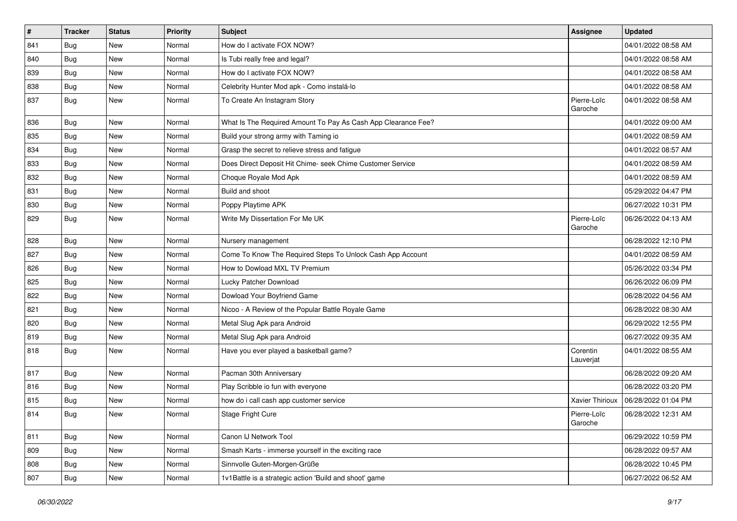| # | Tracker | Status | Priority | Subject | Assignee | Updated |
|---|---|---|---|---|---|---|
| 841 | Bug | New | Normal | How do I activate FOX NOW? | | 04/01/2022 08:58 AM |
| 840 | Bug | New | Normal | Is Tubi really free and legal? | | 04/01/2022 08:58 AM |
| 839 | Bug | New | Normal | How do I activate FOX NOW? | | 04/01/2022 08:58 AM |
| 838 | Bug | New | Normal | Celebrity Hunter Mod apk - Como instalá-lo | | 04/01/2022 08:58 AM |
| 837 | Bug | New | Normal | To Create An Instagram Story | Pierre-Loïc Garoche | 04/01/2022 08:58 AM |
| 836 | Bug | New | Normal | What Is The Required Amount To Pay As Cash App Clearance Fee? | | 04/01/2022 09:00 AM |
| 835 | Bug | New | Normal | Build your strong army with Taming io | | 04/01/2022 08:59 AM |
| 834 | Bug | New | Normal | Grasp the secret to relieve stress and fatigue | | 04/01/2022 08:57 AM |
| 833 | Bug | New | Normal | Does Direct Deposit Hit Chime- seek Chime Customer Service | | 04/01/2022 08:59 AM |
| 832 | Bug | New | Normal | Choque Royale Mod Apk | | 04/01/2022 08:59 AM |
| 831 | Bug | New | Normal | Build and shoot | | 05/29/2022 04:47 PM |
| 830 | Bug | New | Normal | Poppy Playtime APK | | 06/27/2022 10:31 PM |
| 829 | Bug | New | Normal | Write My Dissertation For Me UK | Pierre-Loïc Garoche | 06/26/2022 04:13 AM |
| 828 | Bug | New | Normal | Nursery management | | 06/28/2022 12:10 PM |
| 827 | Bug | New | Normal | Come To Know The Required Steps To Unlock Cash App Account | | 04/01/2022 08:59 AM |
| 826 | Bug | New | Normal | How to Dowload MXL TV Premium | | 05/26/2022 03:34 PM |
| 825 | Bug | New | Normal | Lucky Patcher Download | | 06/26/2022 06:09 PM |
| 822 | Bug | New | Normal | Dowload Your Boyfriend Game | | 06/28/2022 04:56 AM |
| 821 | Bug | New | Normal | Nicoo - A Review of the Popular Battle Royale Game | | 06/28/2022 08:30 AM |
| 820 | Bug | New | Normal | Metal Slug Apk para Android | | 06/29/2022 12:55 PM |
| 819 | Bug | New | Normal | Metal Slug Apk para Android | | 06/27/2022 09:35 AM |
| 818 | Bug | New | Normal | Have you ever played a basketball game? | Corentin Lauverjat | 04/01/2022 08:55 AM |
| 817 | Bug | New | Normal | Pacman 30th Anniversary | | 06/28/2022 09:20 AM |
| 816 | Bug | New | Normal | Play Scribble io fun with everyone | | 06/28/2022 03:20 PM |
| 815 | Bug | New | Normal | how do i call cash app customer service | Xavier Thirioux | 06/28/2022 01:04 PM |
| 814 | Bug | New | Normal | Stage Fright Cure | Pierre-Loïc Garoche | 06/28/2022 12:31 AM |
| 811 | Bug | New | Normal | Canon IJ Network Tool | | 06/29/2022 10:59 PM |
| 809 | Bug | New | Normal | Smash Karts - immerse yourself in the exciting race | | 06/28/2022 09:57 AM |
| 808 | Bug | New | Normal | Sinnvolle Guten-Morgen-Grüße | | 06/28/2022 10:45 PM |
| 807 | Bug | New | Normal | 1v1Battle is a strategic action 'Build and shoot' game | | 06/27/2022 06:52 AM |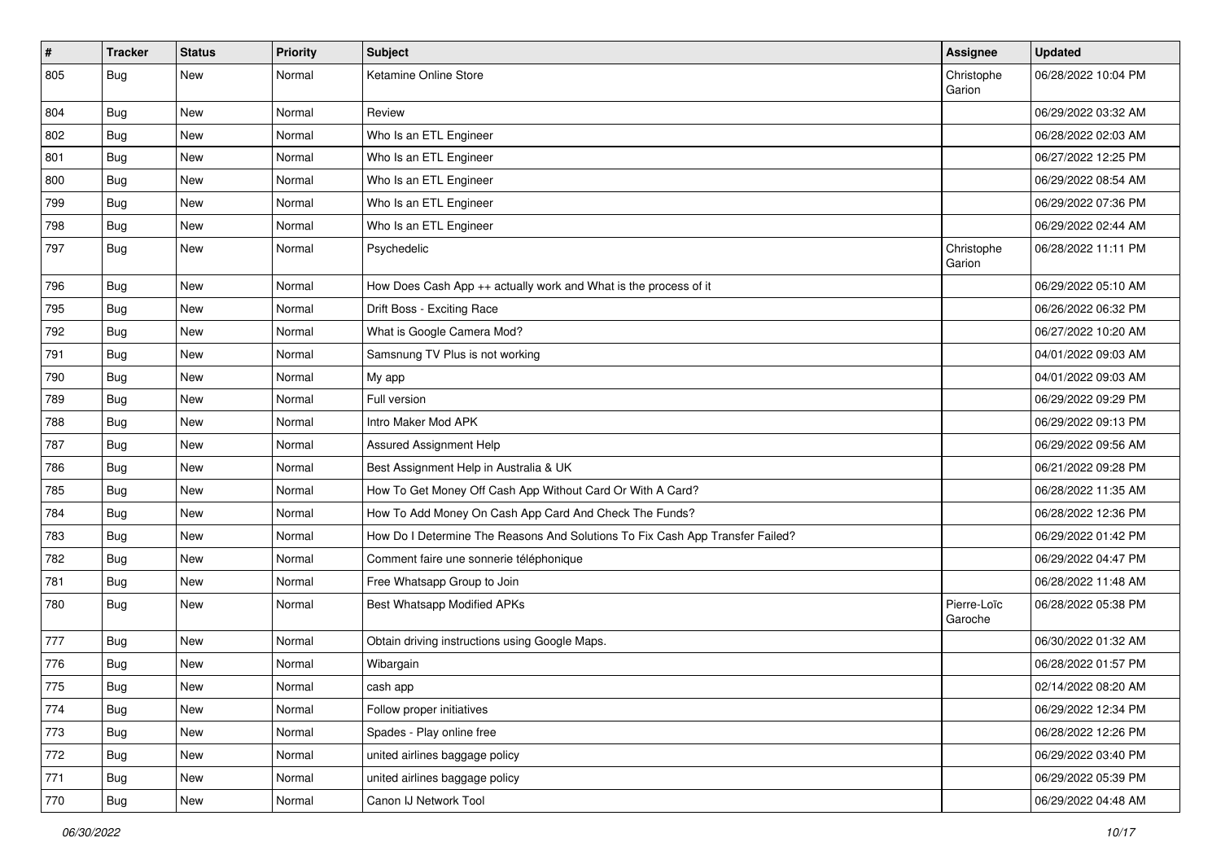| # | Tracker | Status | Priority | Subject | Assignee | Updated |
|---|---|---|---|---|---|---|
| 805 | Bug | New | Normal | Ketamine Online Store | Christophe Garion | 06/28/2022 10:04 PM |
| 804 | Bug | New | Normal | Review | | 06/29/2022 03:32 AM |
| 802 | Bug | New | Normal | Who Is an ETL Engineer | | 06/28/2022 02:03 AM |
| 801 | Bug | New | Normal | Who Is an ETL Engineer | | 06/27/2022 12:25 PM |
| 800 | Bug | New | Normal | Who Is an ETL Engineer | | 06/29/2022 08:54 AM |
| 799 | Bug | New | Normal | Who Is an ETL Engineer | | 06/29/2022 07:36 PM |
| 798 | Bug | New | Normal | Who Is an ETL Engineer | | 06/29/2022 02:44 AM |
| 797 | Bug | New | Normal | Psychedelic | Christophe Garion | 06/28/2022 11:11 PM |
| 796 | Bug | New | Normal | How Does Cash App ++ actually work and What is the process of it | | 06/29/2022 05:10 AM |
| 795 | Bug | New | Normal | Drift Boss - Exciting Race | | 06/26/2022 06:32 PM |
| 792 | Bug | New | Normal | What is Google Camera Mod? | | 06/27/2022 10:20 AM |
| 791 | Bug | New | Normal | Samsnung TV Plus is not working | | 04/01/2022 09:03 AM |
| 790 | Bug | New | Normal | My app | | 04/01/2022 09:03 AM |
| 789 | Bug | New | Normal | Full version | | 06/29/2022 09:29 PM |
| 788 | Bug | New | Normal | Intro Maker Mod APK | | 06/29/2022 09:13 PM |
| 787 | Bug | New | Normal | Assured Assignment Help | | 06/29/2022 09:56 AM |
| 786 | Bug | New | Normal | Best Assignment Help in Australia & UK | | 06/21/2022 09:28 PM |
| 785 | Bug | New | Normal | How To Get Money Off Cash App Without Card Or With A Card? | | 06/28/2022 11:35 AM |
| 784 | Bug | New | Normal | How To Add Money On Cash App Card And Check The Funds? | | 06/28/2022 12:36 PM |
| 783 | Bug | New | Normal | How Do I Determine The Reasons And Solutions To Fix Cash App Transfer Failed? | | 06/29/2022 01:42 PM |
| 782 | Bug | New | Normal | Comment faire une sonnerie téléphonique | | 06/29/2022 04:47 PM |
| 781 | Bug | New | Normal | Free Whatsapp Group to Join | | 06/28/2022 11:48 AM |
| 780 | Bug | New | Normal | Best Whatsapp Modified APKs | Pierre-Loïc Garoche | 06/28/2022 05:38 PM |
| 777 | Bug | New | Normal | Obtain driving instructions using Google Maps. | | 06/30/2022 01:32 AM |
| 776 | Bug | New | Normal | Wibargain | | 06/28/2022 01:57 PM |
| 775 | Bug | New | Normal | cash app | | 02/14/2022 08:20 AM |
| 774 | Bug | New | Normal | Follow proper initiatives | | 06/29/2022 12:34 PM |
| 773 | Bug | New | Normal | Spades - Play online free | | 06/28/2022 12:26 PM |
| 772 | Bug | New | Normal | united airlines baggage policy | | 06/29/2022 03:40 PM |
| 771 | Bug | New | Normal | united airlines baggage policy | | 06/29/2022 05:39 PM |
| 770 | Bug | New | Normal | Canon IJ Network Tool | | 06/29/2022 04:48 AM |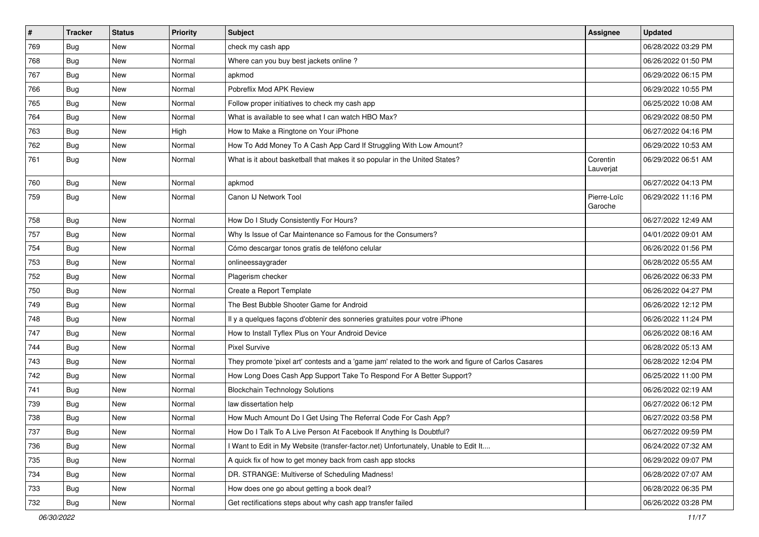| # | Tracker | Status | Priority | Subject | Assignee | Updated |
| --- | --- | --- | --- | --- | --- | --- |
| 769 | Bug | New | Normal | check my cash app | | 06/28/2022 03:29 PM |
| 768 | Bug | New | Normal | Where can you buy best jackets online ? | | 06/26/2022 01:50 PM |
| 767 | Bug | New | Normal | apkmod | | 06/29/2022 06:15 PM |
| 766 | Bug | New | Normal | Pobreflix Mod APK Review | | 06/29/2022 10:55 PM |
| 765 | Bug | New | Normal | Follow proper initiatives to check my cash app | | 06/25/2022 10:08 AM |
| 764 | Bug | New | Normal | What is available to see what I can watch HBO Max? | | 06/29/2022 08:50 PM |
| 763 | Bug | New | High | How to Make a Ringtone on Your iPhone | | 06/27/2022 04:16 PM |
| 762 | Bug | New | Normal | How To Add Money To A Cash App Card If Struggling With Low Amount? | | 06/29/2022 10:53 AM |
| 761 | Bug | New | Normal | What is it about basketball that makes it so popular in the United States? | Corentin Lauverjat | 06/29/2022 06:51 AM |
| 760 | Bug | New | Normal | apkmod | | 06/27/2022 04:13 PM |
| 759 | Bug | New | Normal | Canon IJ Network Tool | Pierre-Loïc Garoche | 06/29/2022 11:16 PM |
| 758 | Bug | New | Normal | How Do I Study Consistently For Hours? | | 06/27/2022 12:49 AM |
| 757 | Bug | New | Normal | Why Is Issue of Car Maintenance so Famous for the Consumers? | | 04/01/2022 09:01 AM |
| 754 | Bug | New | Normal | Cómo descargar tonos gratis de teléfono celular | | 06/26/2022 01:56 PM |
| 753 | Bug | New | Normal | onlineessaygrader | | 06/28/2022 05:55 AM |
| 752 | Bug | New | Normal | Plagerism checker | | 06/26/2022 06:33 PM |
| 750 | Bug | New | Normal | Create a Report Template | | 06/26/2022 04:27 PM |
| 749 | Bug | New | Normal | The Best Bubble Shooter Game for Android | | 06/26/2022 12:12 PM |
| 748 | Bug | New | Normal | Il y a quelques façons d'obtenir des sonneries gratuites pour votre iPhone | | 06/26/2022 11:24 PM |
| 747 | Bug | New | Normal | How to Install Tyflex Plus on Your Android Device | | 06/26/2022 08:16 AM |
| 744 | Bug | New | Normal | Pixel Survive | | 06/28/2022 05:13 AM |
| 743 | Bug | New | Normal | They promote 'pixel art' contests and a 'game jam' related to the work and figure of Carlos Casares | | 06/28/2022 12:04 PM |
| 742 | Bug | New | Normal | How Long Does Cash App Support Take To Respond For A Better Support? | | 06/25/2022 11:00 PM |
| 741 | Bug | New | Normal | Blockchain Technology Solutions | | 06/26/2022 02:19 AM |
| 739 | Bug | New | Normal | law dissertation help | | 06/27/2022 06:12 PM |
| 738 | Bug | New | Normal | How Much Amount Do I Get Using The Referral Code For Cash App? | | 06/27/2022 03:58 PM |
| 737 | Bug | New | Normal | How Do I Talk To A Live Person At Facebook If Anything Is Doubtful? | | 06/27/2022 09:59 PM |
| 736 | Bug | New | Normal | I Want to Edit in My Website (transfer-factor.net) Unfortunately, Unable to Edit It.... | | 06/24/2022 07:32 AM |
| 735 | Bug | New | Normal | A quick fix of how to get money back from cash app stocks | | 06/29/2022 09:07 PM |
| 734 | Bug | New | Normal | DR. STRANGE: Multiverse of Scheduling Madness! | | 06/28/2022 07:07 AM |
| 733 | Bug | New | Normal | How does one go about getting a book deal? | | 06/28/2022 06:35 PM |
| 732 | Bug | New | Normal | Get rectifications steps about why cash app transfer failed | | 06/26/2022 03:28 PM |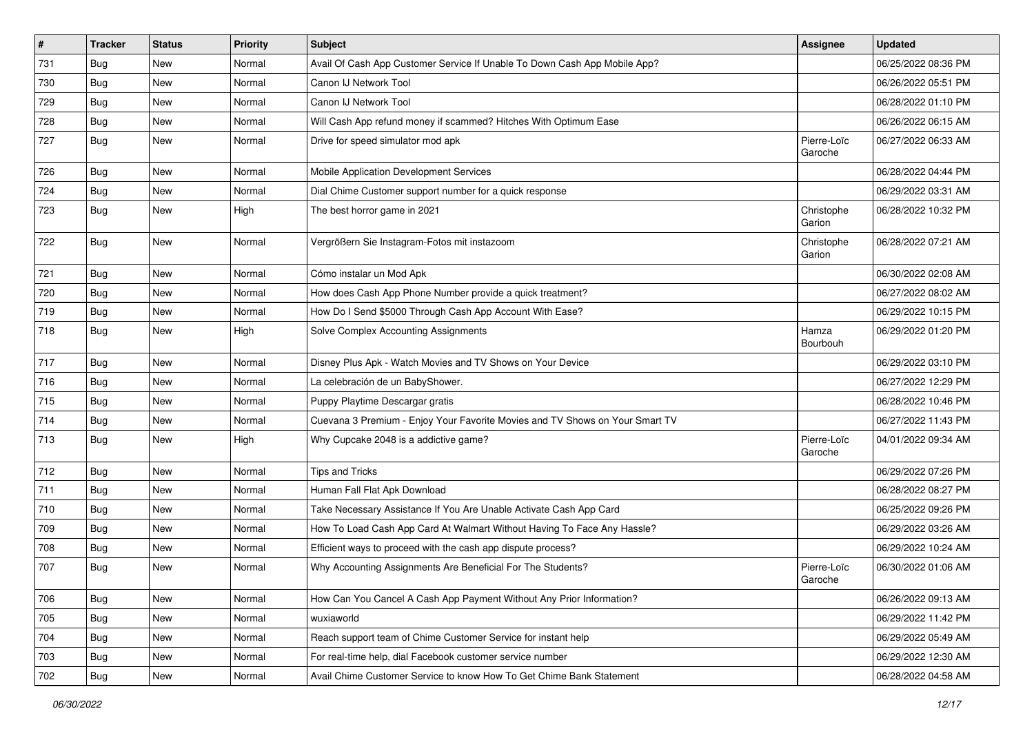| # | Tracker | Status | Priority | Subject | Assignee | Updated |
|---|---|---|---|---|---|---|
| 731 | Bug | New | Normal | Avail Of Cash App Customer Service If Unable To Down Cash App Mobile App? | | 06/25/2022 08:36 PM |
| 730 | Bug | New | Normal | Canon IJ Network Tool | | 06/26/2022 05:51 PM |
| 729 | Bug | New | Normal | Canon IJ Network Tool | | 06/28/2022 01:10 PM |
| 728 | Bug | New | Normal | Will Cash App refund money if scammed? Hitches With Optimum Ease | | 06/26/2022 06:15 AM |
| 727 | Bug | New | Normal | Drive for speed simulator mod apk | Pierre-Loïc Garoche | 06/27/2022 06:33 AM |
| 726 | Bug | New | Normal | Mobile Application Development Services | | 06/28/2022 04:44 PM |
| 724 | Bug | New | Normal | Dial Chime Customer support number for a quick response | | 06/29/2022 03:31 AM |
| 723 | Bug | New | High | The best horror game in 2021 | Christophe Garion | 06/28/2022 10:32 PM |
| 722 | Bug | New | Normal | Vergrößern Sie Instagram-Fotos mit instazoom | Christophe Garion | 06/28/2022 07:21 AM |
| 721 | Bug | New | Normal | Cómo instalar un Mod Apk | | 06/30/2022 02:08 AM |
| 720 | Bug | New | Normal | How does Cash App Phone Number provide a quick treatment? | | 06/27/2022 08:02 AM |
| 719 | Bug | New | Normal | How Do I Send $5000 Through Cash App Account With Ease? | | 06/29/2022 10:15 PM |
| 718 | Bug | New | High | Solve Complex Accounting Assignments | Hamza Bourbouh | 06/29/2022 01:20 PM |
| 717 | Bug | New | Normal | Disney Plus Apk - Watch Movies and TV Shows on Your Device | | 06/29/2022 03:10 PM |
| 716 | Bug | New | Normal | La celebración de un BabyShower. | | 06/27/2022 12:29 PM |
| 715 | Bug | New | Normal | Puppy Playtime Descargar gratis | | 06/28/2022 10:46 PM |
| 714 | Bug | New | Normal | Cuevana 3 Premium - Enjoy Your Favorite Movies and TV Shows on Your Smart TV | | 06/27/2022 11:43 PM |
| 713 | Bug | New | High | Why Cupcake 2048 is a addictive game? | Pierre-Loïc Garoche | 04/01/2022 09:34 AM |
| 712 | Bug | New | Normal | Tips and Tricks | | 06/29/2022 07:26 PM |
| 711 | Bug | New | Normal | Human Fall Flat Apk Download | | 06/28/2022 08:27 PM |
| 710 | Bug | New | Normal | Take Necessary Assistance If You Are Unable Activate Cash App Card | | 06/25/2022 09:26 PM |
| 709 | Bug | New | Normal | How To Load Cash App Card At Walmart Without Having To Face Any Hassle? | | 06/29/2022 03:26 AM |
| 708 | Bug | New | Normal | Efficient ways to proceed with the cash app dispute process? | | 06/29/2022 10:24 AM |
| 707 | Bug | New | Normal | Why Accounting Assignments Are Beneficial For The Students? | Pierre-Loïc Garoche | 06/30/2022 01:06 AM |
| 706 | Bug | New | Normal | How Can You Cancel A Cash App Payment Without Any Prior Information? | | 06/26/2022 09:13 AM |
| 705 | Bug | New | Normal | wuxiaworld | | 06/29/2022 11:42 PM |
| 704 | Bug | New | Normal | Reach support team of Chime Customer Service for instant help | | 06/29/2022 05:49 AM |
| 703 | Bug | New | Normal | For real-time help, dial Facebook customer service number | | 06/29/2022 12:30 AM |
| 702 | Bug | New | Normal | Avail Chime Customer Service to know How To Get Chime Bank Statement | | 06/28/2022 04:58 AM |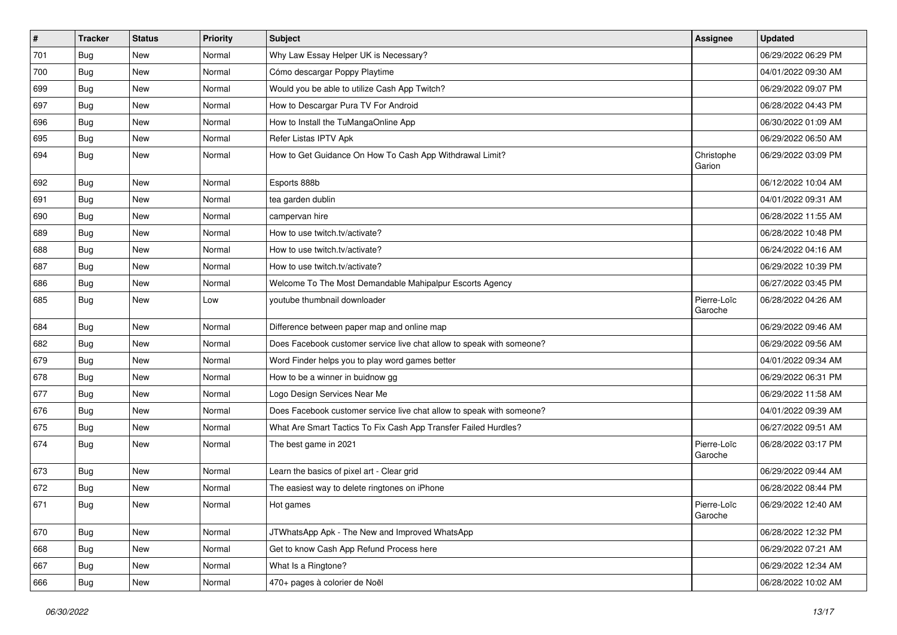| # | Tracker | Status | Priority | Subject | Assignee | Updated |
|---|---|---|---|---|---|---|
| 701 | Bug | New | Normal | Why Law Essay Helper UK is Necessary? | | 06/29/2022 06:29 PM |
| 700 | Bug | New | Normal | Cómo descargar Poppy Playtime | | 04/01/2022 09:30 AM |
| 699 | Bug | New | Normal | Would you be able to utilize Cash App Twitch? | | 06/29/2022 09:07 PM |
| 697 | Bug | New | Normal | How to Descargar Pura TV For Android | | 06/28/2022 04:43 PM |
| 696 | Bug | New | Normal | How to Install the TuMangaOnline App | | 06/30/2022 01:09 AM |
| 695 | Bug | New | Normal | Refer Listas IPTV Apk | | 06/29/2022 06:50 AM |
| 694 | Bug | New | Normal | How to Get Guidance On How To Cash App Withdrawal Limit? | Christophe Garion | 06/29/2022 03:09 PM |
| 692 | Bug | New | Normal | Esports 888b | | 06/12/2022 10:04 AM |
| 691 | Bug | New | Normal | tea garden dublin | | 04/01/2022 09:31 AM |
| 690 | Bug | New | Normal | campervan hire | | 06/28/2022 11:55 AM |
| 689 | Bug | New | Normal | How to use twitch.tv/activate? | | 06/28/2022 10:48 PM |
| 688 | Bug | New | Normal | How to use twitch.tv/activate? | | 06/24/2022 04:16 AM |
| 687 | Bug | New | Normal | How to use twitch.tv/activate? | | 06/29/2022 10:39 PM |
| 686 | Bug | New | Normal | Welcome To The Most Demandable Mahipalpur Escorts Agency | | 06/27/2022 03:45 PM |
| 685 | Bug | New | Low | youtube thumbnail downloader | Pierre-Loïc Garoche | 06/28/2022 04:26 AM |
| 684 | Bug | New | Normal | Difference between paper map and online map | | 06/29/2022 09:46 AM |
| 682 | Bug | New | Normal | Does Facebook customer service live chat allow to speak with someone? | | 06/29/2022 09:56 AM |
| 679 | Bug | New | Normal | Word Finder helps you to play word games better | | 04/01/2022 09:34 AM |
| 678 | Bug | New | Normal | How to be a winner in buidnow gg | | 06/29/2022 06:31 PM |
| 677 | Bug | New | Normal | Logo Design Services Near Me | | 06/29/2022 11:58 AM |
| 676 | Bug | New | Normal | Does Facebook customer service live chat allow to speak with someone? | | 04/01/2022 09:39 AM |
| 675 | Bug | New | Normal | What Are Smart Tactics To Fix Cash App Transfer Failed Hurdles? | | 06/27/2022 09:51 AM |
| 674 | Bug | New | Normal | The best game in 2021 | Pierre-Loïc Garoche | 06/28/2022 03:17 PM |
| 673 | Bug | New | Normal | Learn the basics of pixel art - Clear grid | | 06/29/2022 09:44 AM |
| 672 | Bug | New | Normal | The easiest way to delete ringtones on iPhone | | 06/28/2022 08:44 PM |
| 671 | Bug | New | Normal | Hot games | Pierre-Loïc Garoche | 06/29/2022 12:40 AM |
| 670 | Bug | New | Normal | JTWhatsApp Apk - The New and Improved WhatsApp | | 06/28/2022 12:32 PM |
| 668 | Bug | New | Normal | Get to know Cash App Refund Process here | | 06/29/2022 07:21 AM |
| 667 | Bug | New | Normal | What Is a Ringtone? | | 06/29/2022 12:34 AM |
| 666 | Bug | New | Normal | 470+ pages à colorier de Noël | | 06/28/2022 10:02 AM |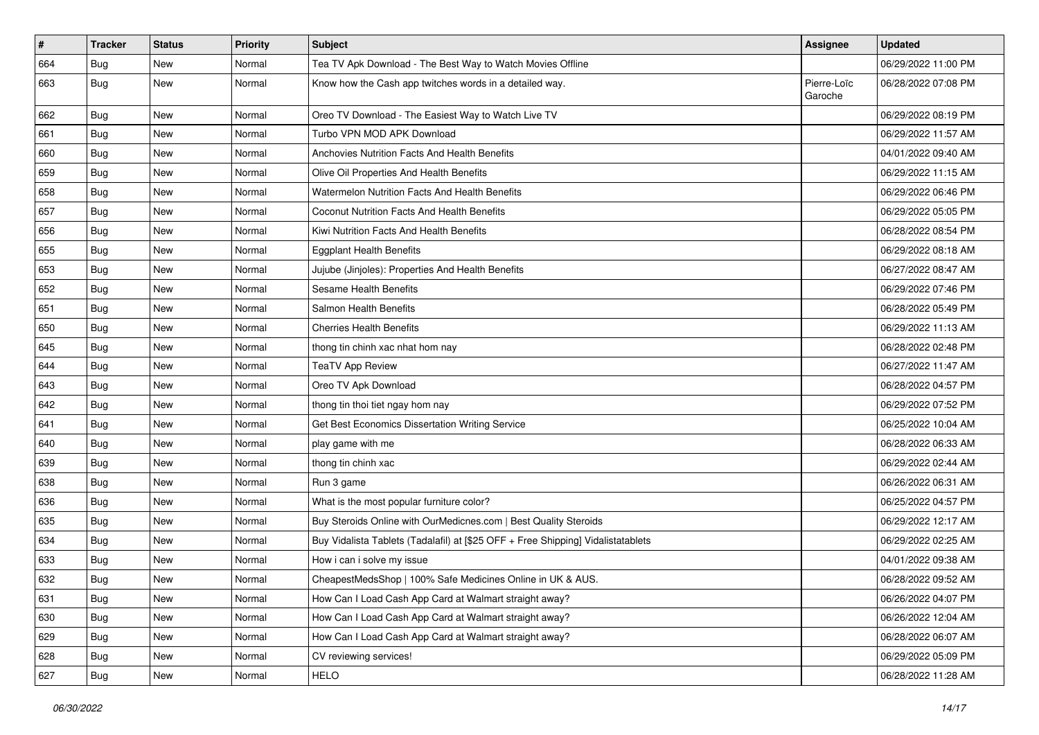| # | Tracker | Status | Priority | Subject | Assignee | Updated |
|---|---|---|---|---|---|---|
| 664 | Bug | New | Normal | Tea TV Apk Download - The Best Way to Watch Movies Offline | | 06/29/2022 11:00 PM |
| 663 | Bug | New | Normal | Know how the Cash app twitches words in a detailed way. | Pierre-Loïc Garoche | 06/28/2022 07:08 PM |
| 662 | Bug | New | Normal | Oreo TV Download - The Easiest Way to Watch Live TV | | 06/29/2022 08:19 PM |
| 661 | Bug | New | Normal | Turbo VPN MOD APK Download | | 06/29/2022 11:57 AM |
| 660 | Bug | New | Normal | Anchovies Nutrition Facts And Health Benefits | | 04/01/2022 09:40 AM |
| 659 | Bug | New | Normal | Olive Oil Properties And Health Benefits | | 06/29/2022 11:15 AM |
| 658 | Bug | New | Normal | Watermelon Nutrition Facts And Health Benefits | | 06/29/2022 06:46 PM |
| 657 | Bug | New | Normal | Coconut Nutrition Facts And Health Benefits | | 06/29/2022 05:05 PM |
| 656 | Bug | New | Normal | Kiwi Nutrition Facts And Health Benefits | | 06/28/2022 08:54 PM |
| 655 | Bug | New | Normal | Eggplant Health Benefits | | 06/29/2022 08:18 AM |
| 653 | Bug | New | Normal | Jujube (Jinjoles): Properties And Health Benefits | | 06/27/2022 08:47 AM |
| 652 | Bug | New | Normal | Sesame Health Benefits | | 06/29/2022 07:46 PM |
| 651 | Bug | New | Normal | Salmon Health Benefits | | 06/28/2022 05:49 PM |
| 650 | Bug | New | Normal | Cherries Health Benefits | | 06/29/2022 11:13 AM |
| 645 | Bug | New | Normal | thong tin chinh xac nhat hom nay | | 06/28/2022 02:48 PM |
| 644 | Bug | New | Normal | TeaTV App Review | | 06/27/2022 11:47 AM |
| 643 | Bug | New | Normal | Oreo TV Apk Download | | 06/28/2022 04:57 PM |
| 642 | Bug | New | Normal | thong tin thoi tiet ngay hom nay | | 06/29/2022 07:52 PM |
| 641 | Bug | New | Normal | Get Best Economics Dissertation Writing Service | | 06/25/2022 10:04 AM |
| 640 | Bug | New | Normal | play game with me | | 06/28/2022 06:33 AM |
| 639 | Bug | New | Normal | thong tin chinh xac | | 06/29/2022 02:44 AM |
| 638 | Bug | New | Normal | Run 3 game | | 06/26/2022 06:31 AM |
| 636 | Bug | New | Normal | What is the most popular furniture color? | | 06/25/2022 04:57 PM |
| 635 | Bug | New | Normal | Buy Steroids Online with OurMedicnes.com \| Best Quality Steroids | | 06/29/2022 12:17 AM |
| 634 | Bug | New | Normal | Buy Vidalista Tablets (Tadalafil) at [$25 OFF + Free Shipping] Vidalistatablets | | 06/29/2022 02:25 AM |
| 633 | Bug | New | Normal | How i can i solve my issue | | 04/01/2022 09:38 AM |
| 632 | Bug | New | Normal | CheapestMedsShop \| 100% Safe Medicines Online in UK & AUS. | | 06/28/2022 09:52 AM |
| 631 | Bug | New | Normal | How Can I Load Cash App Card at Walmart straight away? | | 06/26/2022 04:07 PM |
| 630 | Bug | New | Normal | How Can I Load Cash App Card at Walmart straight away? | | 06/26/2022 12:04 AM |
| 629 | Bug | New | Normal | How Can I Load Cash App Card at Walmart straight away? | | 06/28/2022 06:07 AM |
| 628 | Bug | New | Normal | CV reviewing services! | | 06/29/2022 05:09 PM |
| 627 | Bug | New | Normal | HELO | | 06/28/2022 11:28 AM |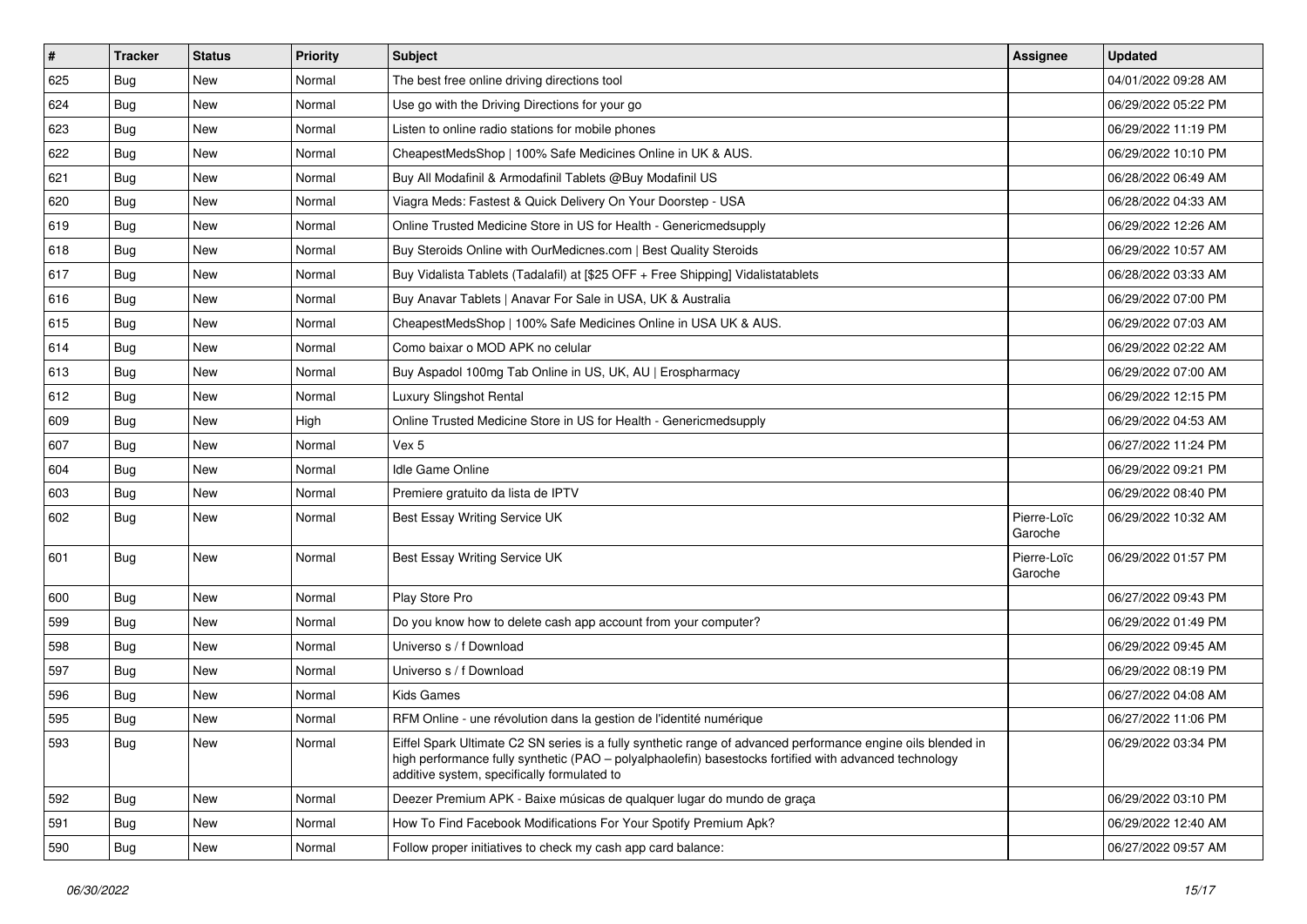| # | Tracker | Status | Priority | Subject | Assignee | Updated |
|---|---|---|---|---|---|---|
| 625 | Bug | New | Normal | The best free online driving directions tool | | 04/01/2022 09:28 AM |
| 624 | Bug | New | Normal | Use go with the Driving Directions for your go | | 06/29/2022 05:22 PM |
| 623 | Bug | New | Normal | Listen to online radio stations for mobile phones | | 06/29/2022 11:19 PM |
| 622 | Bug | New | Normal | CheapestMedsShop \| 100% Safe Medicines Online in UK & AUS. | | 06/29/2022 10:10 PM |
| 621 | Bug | New | Normal | Buy All Modafinil & Armodafinil Tablets @Buy Modafinil US | | 06/28/2022 06:49 AM |
| 620 | Bug | New | Normal | Viagra Meds: Fastest & Quick Delivery On Your Doorstep - USA | | 06/28/2022 04:33 AM |
| 619 | Bug | New | Normal | Online Trusted Medicine Store in US for Health - Genericmedsupply | | 06/29/2022 12:26 AM |
| 618 | Bug | New | Normal | Buy Steroids Online with OurMedicnes.com \| Best Quality Steroids | | 06/29/2022 10:57 AM |
| 617 | Bug | New | Normal | Buy Vidalista Tablets (Tadalafil) at [$25 OFF + Free Shipping] Vidalistatablets | | 06/28/2022 03:33 AM |
| 616 | Bug | New | Normal | Buy Anavar Tablets \| Anavar For Sale in USA, UK & Australia | | 06/29/2022 07:00 PM |
| 615 | Bug | New | Normal | CheapestMedsShop \| 100% Safe Medicines Online in USA UK & AUS. | | 06/29/2022 07:03 AM |
| 614 | Bug | New | Normal | Como baixar o MOD APK no celular | | 06/29/2022 02:22 AM |
| 613 | Bug | New | Normal | Buy Aspadol 100mg Tab Online in US, UK, AU \| Erospharmacy | | 06/29/2022 07:00 AM |
| 612 | Bug | New | Normal | Luxury Slingshot Rental | | 06/29/2022 12:15 PM |
| 609 | Bug | New | High | Online Trusted Medicine Store in US for Health - Genericmedsupply | | 06/29/2022 04:53 AM |
| 607 | Bug | New | Normal | Vex 5 | | 06/27/2022 11:24 PM |
| 604 | Bug | New | Normal | Idle Game Online | | 06/29/2022 09:21 PM |
| 603 | Bug | New | Normal | Premiere gratuito da lista de IPTV | | 06/29/2022 08:40 PM |
| 602 | Bug | New | Normal | Best Essay Writing Service UK | Pierre-Loïc Garoche | 06/29/2022 10:32 AM |
| 601 | Bug | New | Normal | Best Essay Writing Service UK | Pierre-Loïc Garoche | 06/29/2022 01:57 PM |
| 600 | Bug | New | Normal | Play Store Pro | | 06/27/2022 09:43 PM |
| 599 | Bug | New | Normal | Do you know how to delete cash app account from your computer? | | 06/29/2022 01:49 PM |
| 598 | Bug | New | Normal | Universo s / f Download | | 06/29/2022 09:45 AM |
| 597 | Bug | New | Normal | Universo s / f Download | | 06/29/2022 08:19 PM |
| 596 | Bug | New | Normal | Kids Games | | 06/27/2022 04:08 AM |
| 595 | Bug | New | Normal | RFM Online - une révolution dans la gestion de l'identité numérique | | 06/27/2022 11:06 PM |
| 593 | Bug | New | Normal | Eiffel Spark Ultimate C2 SN series is a fully synthetic range of advanced performance engine oils blended in high performance fully synthetic (PAO – polyalphaolefin) basestocks fortified with advanced technology additive system, specifically formulated to | | 06/29/2022 03:34 PM |
| 592 | Bug | New | Normal | Deezer Premium APK - Baixe músicas de qualquer lugar do mundo de graça | | 06/29/2022 03:10 PM |
| 591 | Bug | New | Normal | How To Find Facebook Modifications For Your Spotify Premium Apk? | | 06/29/2022 12:40 AM |
| 590 | Bug | New | Normal | Follow proper initiatives to check my cash app card balance: | | 06/27/2022 09:57 AM |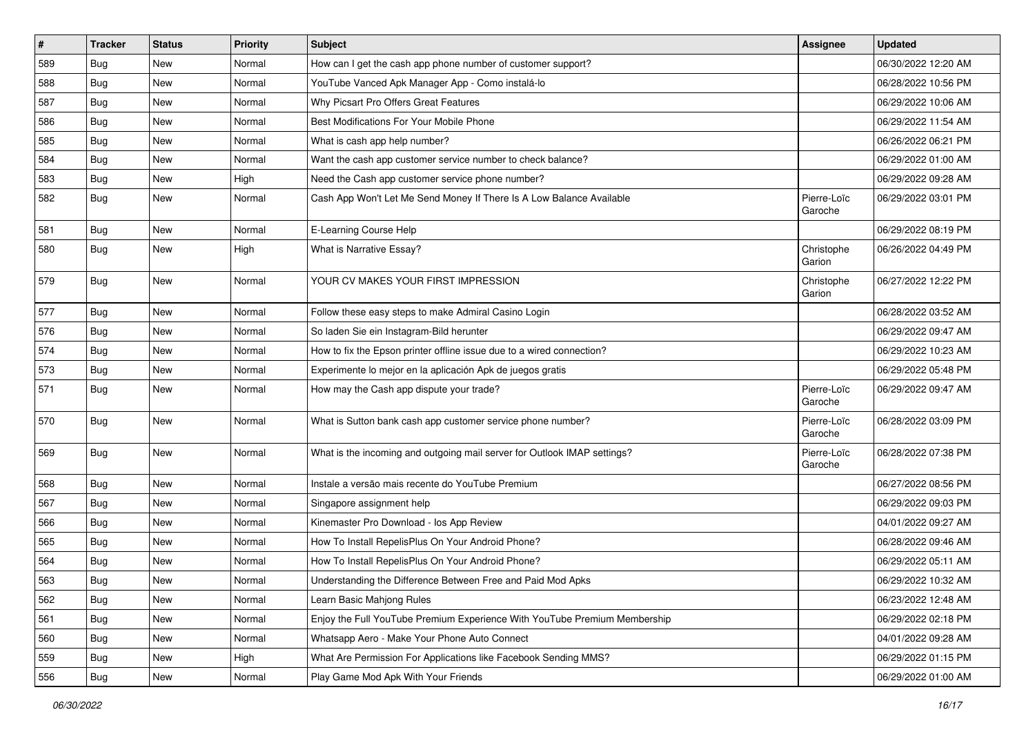| # | Tracker | Status | Priority | Subject | Assignee | Updated |
|---|---|---|---|---|---|---|
| 589 | Bug | New | Normal | How can I get the cash app phone number of customer support? | | 06/30/2022 12:20 AM |
| 588 | Bug | New | Normal | YouTube Vanced Apk Manager App - Como instalá-lo | | 06/28/2022 10:56 PM |
| 587 | Bug | New | Normal | Why Picsart Pro Offers Great Features | | 06/29/2022 10:06 AM |
| 586 | Bug | New | Normal | Best Modifications For Your Mobile Phone | | 06/29/2022 11:54 AM |
| 585 | Bug | New | Normal | What is cash app help number? | | 06/26/2022 06:21 PM |
| 584 | Bug | New | Normal | Want the cash app customer service number to check balance? | | 06/29/2022 01:00 AM |
| 583 | Bug | New | High | Need the Cash app customer service phone number? | | 06/29/2022 09:28 AM |
| 582 | Bug | New | Normal | Cash App Won't Let Me Send Money If There Is A Low Balance Available | Pierre-Loïc Garoche | 06/29/2022 03:01 PM |
| 581 | Bug | New | Normal | E-Learning Course Help | | 06/29/2022 08:19 PM |
| 580 | Bug | New | High | What is Narrative Essay? | Christophe Garion | 06/26/2022 04:49 PM |
| 579 | Bug | New | Normal | YOUR CV MAKES YOUR FIRST IMPRESSION | Christophe Garion | 06/27/2022 12:22 PM |
| 577 | Bug | New | Normal | Follow these easy steps to make Admiral Casino Login | | 06/28/2022 03:52 AM |
| 576 | Bug | New | Normal | So laden Sie ein Instagram-Bild herunter | | 06/29/2022 09:47 AM |
| 574 | Bug | New | Normal | How to fix the Epson printer offline issue due to a wired connection? | | 06/29/2022 10:23 AM |
| 573 | Bug | New | Normal | Experimente lo mejor en la aplicación Apk de juegos gratis | | 06/29/2022 05:48 PM |
| 571 | Bug | New | Normal | How may the Cash app dispute your trade? | Pierre-Loïc Garoche | 06/29/2022 09:47 AM |
| 570 | Bug | New | Normal | What is Sutton bank cash app customer service phone number? | Pierre-Loïc Garoche | 06/28/2022 03:09 PM |
| 569 | Bug | New | Normal | What is the incoming and outgoing mail server for Outlook IMAP settings? | Pierre-Loïc Garoche | 06/28/2022 07:38 PM |
| 568 | Bug | New | Normal | Instale a versão mais recente do YouTube Premium | | 06/27/2022 08:56 PM |
| 567 | Bug | New | Normal | Singapore assignment help | | 06/29/2022 09:03 PM |
| 566 | Bug | New | Normal | Kinemaster Pro Download - Ios App Review | | 04/01/2022 09:27 AM |
| 565 | Bug | New | Normal | How To Install RepelisPlus On Your Android Phone? | | 06/28/2022 09:46 AM |
| 564 | Bug | New | Normal | How To Install RepelisPlus On Your Android Phone? | | 06/29/2022 05:11 AM |
| 563 | Bug | New | Normal | Understanding the Difference Between Free and Paid Mod Apks | | 06/29/2022 10:32 AM |
| 562 | Bug | New | Normal | Learn Basic Mahjong Rules | | 06/23/2022 12:48 AM |
| 561 | Bug | New | Normal | Enjoy the Full YouTube Premium Experience With YouTube Premium Membership | | 06/29/2022 02:18 PM |
| 560 | Bug | New | Normal | Whatsapp Aero - Make Your Phone Auto Connect | | 04/01/2022 09:28 AM |
| 559 | Bug | New | High | What Are Permission For Applications like Facebook Sending MMS? | | 06/29/2022 01:15 PM |
| 556 | Bug | New | Normal | Play Game Mod Apk With Your Friends | | 06/29/2022 01:00 AM |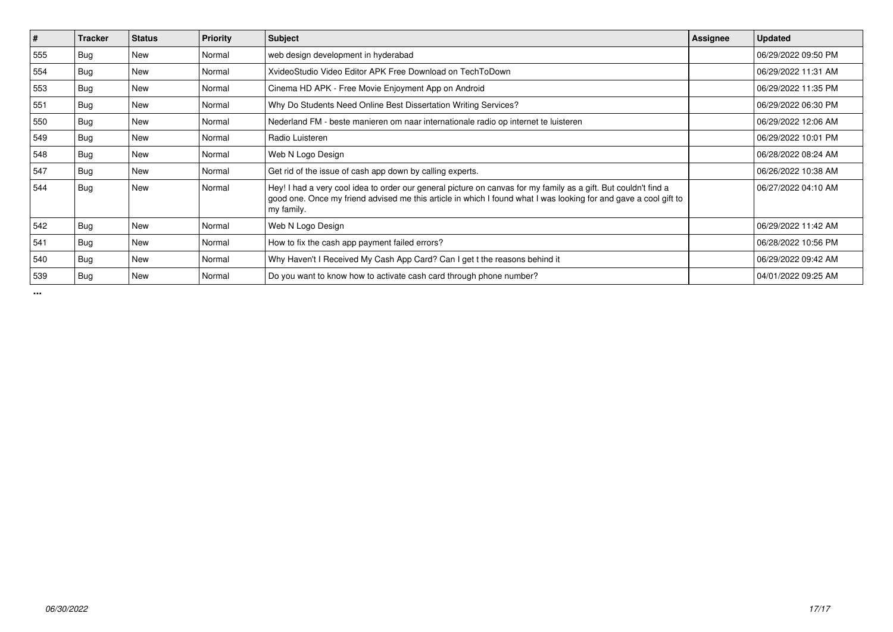| # | Tracker | Status | Priority | Subject | Assignee | Updated |
|---|---|---|---|---|---|---|
| 555 | Bug | New | Normal | web design development in hyderabad | | 06/29/2022 09:50 PM |
| 554 | Bug | New | Normal | XvideoStudio Video Editor APK Free Download on TechToDown | | 06/29/2022 11:31 AM |
| 553 | Bug | New | Normal | Cinema HD APK - Free Movie Enjoyment App on Android | | 06/29/2022 11:35 PM |
| 551 | Bug | New | Normal | Why Do Students Need Online Best Dissertation Writing Services? | | 06/29/2022 06:30 PM |
| 550 | Bug | New | Normal | Nederland FM - beste manieren om naar internationale radio op internet te luisteren | | 06/29/2022 12:06 AM |
| 549 | Bug | New | Normal | Radio Luisteren | | 06/29/2022 10:01 PM |
| 548 | Bug | New | Normal | Web N Logo Design | | 06/28/2022 08:24 AM |
| 547 | Bug | New | Normal | Get rid of the issue of cash app down by calling experts. | | 06/26/2022 10:38 AM |
| 544 | Bug | New | Normal | Hey! I had a very cool idea to order our general picture on canvas for my family as a gift. But couldn't find a good one. Once my friend advised me this article in which I found what I was looking for and gave a cool gift to my family. | | 06/27/2022 04:10 AM |
| 542 | Bug | New | Normal | Web N Logo Design | | 06/29/2022 11:42 AM |
| 541 | Bug | New | Normal | How to fix the cash app payment failed errors? | | 06/28/2022 10:56 PM |
| 540 | Bug | New | Normal | Why Haven't I Received My Cash App Card? Can I get t the reasons behind it | | 06/29/2022 09:42 AM |
| 539 | Bug | New | Normal | Do you want to know how to activate cash card through phone number? | | 04/01/2022 09:25 AM |

...